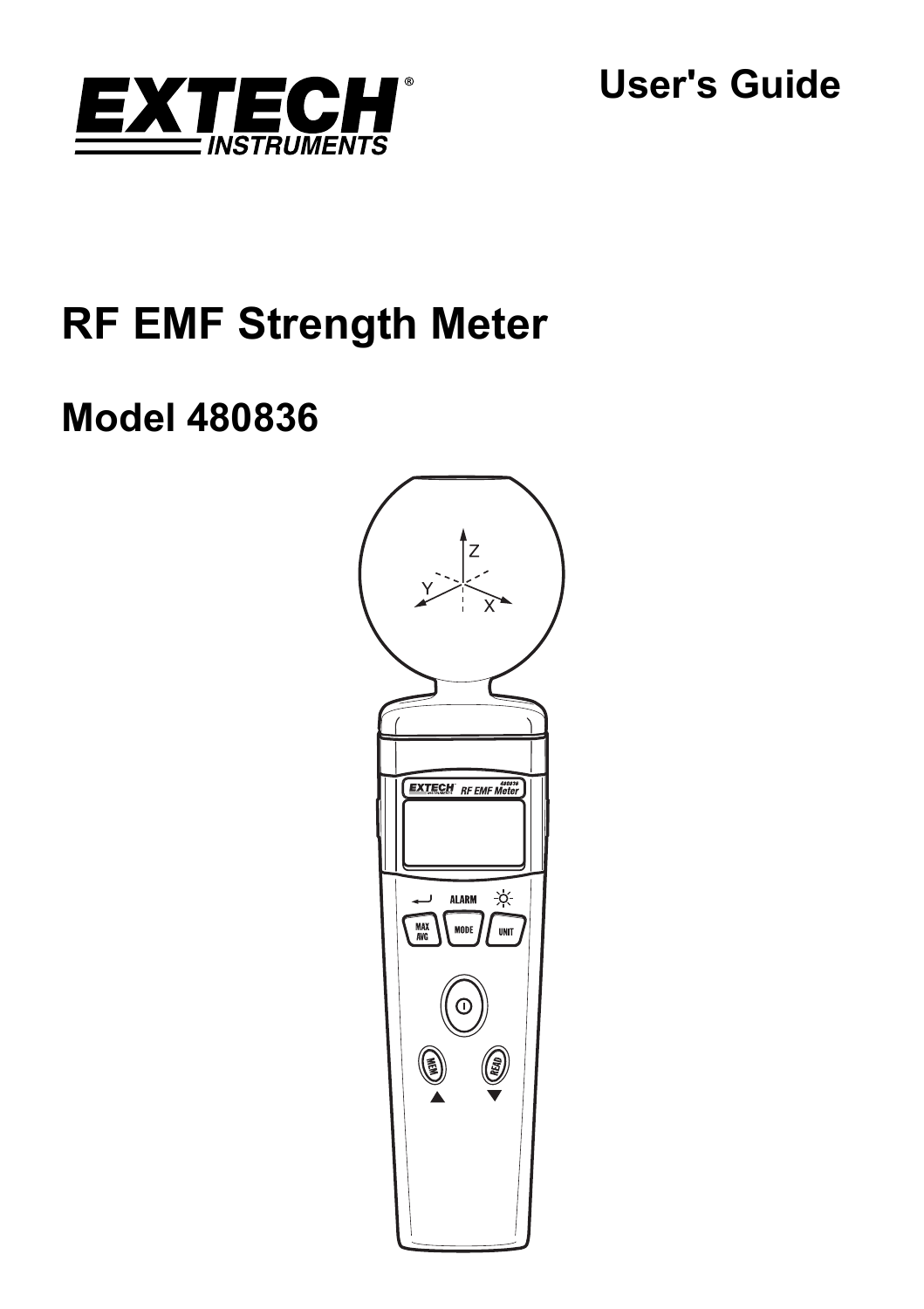EXTECH INSTRUMENTS

User's Guide

# RF EMF Strength Meter

## Model 480836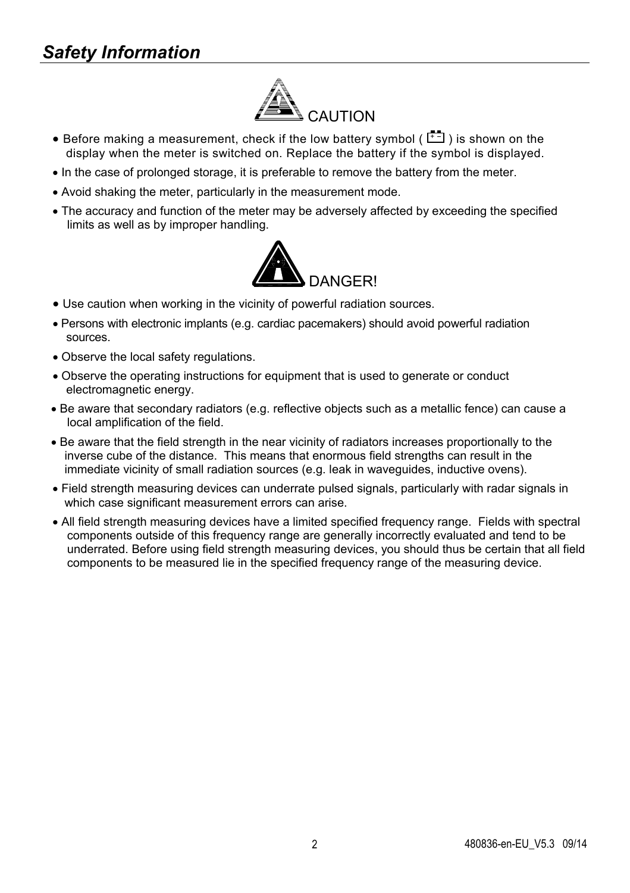## *Safety Information*

CAUTION

- Before making a measurement, check if the low battery symbol ( + − ) is shown on the display when the meter is switched on. Replace the battery if the symbol is displayed.
- In the case of prolonged storage, it is preferable to remove the battery from the meter.
- Avoid shaking the meter, particularly in the measurement mode.
- The accuracy and function of the meter may be adversely affected by exceeding the specified limits as well as by improper handling.

DANGER!

- Use caution when working in the vicinity of powerful radiation sources.
- Persons with electronic implants (e.g. cardiac pacemakers) should avoid powerful radiation sources.
- Observe the local safety regulations.
- Observe the operating instructions for equipment that is used to generate or conduct electromagnetic energy.
- Be aware that secondary radiators (e.g. reflective objects such as a metallic fence) can cause a local amplification of the field.
- Be aware that the field strength in the near vicinity of radiators increases proportionally to the inverse cube of the distance. This means that enormous field strengths can result in the immediate vicinity of small radiation sources (e.g. leak in waveguides, inductive ovens).
- Field strength measuring devices can underrate pulsed signals, particularly with radar signals in which case significant measurement errors can arise.
- All field strength measuring devices have a limited specified frequency range. Fields with spectral components outside of this frequency range are generally incorrectly evaluated and tend to be underrated. Before using field strength measuring devices, you should thus be certain that all field components to be measured lie in the specified frequency range of the measuring device.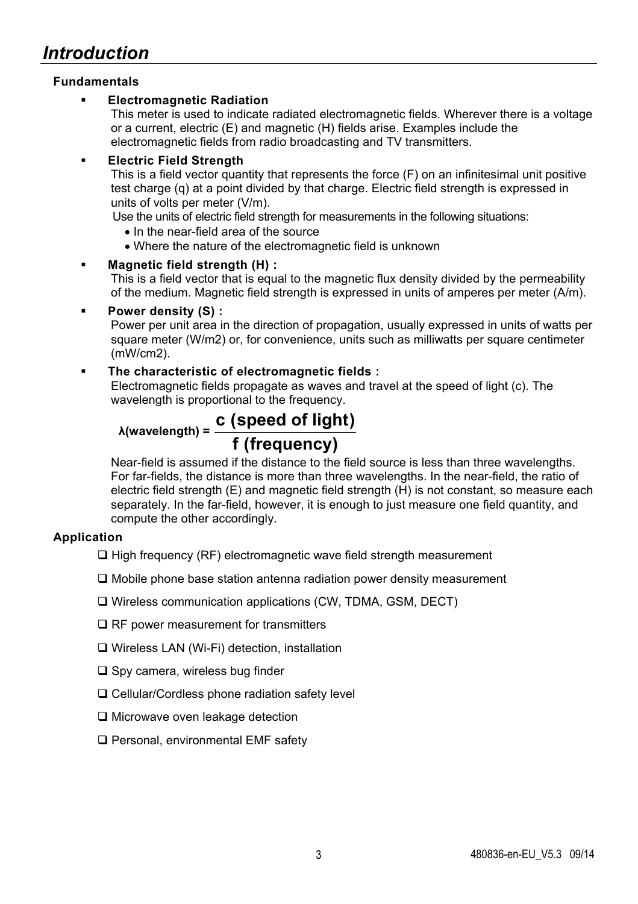# *Introduction*

**Fundamentals**

- **Electromagnetic Radiation**
  This meter is used to indicate radiated electromagnetic fields. Wherever there is a voltage or a current, electric (E) and magnetic (H) fields arise. Examples include the electromagnetic fields from radio broadcasting and TV transmitters.

- **Electric Field Strength**
  This is a field vector quantity that represents the force (F) on an infinitesimal unit positive test charge (q) at a point divided by that charge. Electric field strength is expressed in units of volts per meter (V/m).
  Use the units of electric field strength for measurements in the following situations:
  - In the near-field area of the source
  - Where the nature of the electromagnetic field is unknown

- **Magnetic field strength (H) :**
  This is a field vector that is equal to the magnetic flux density divided by the permeability of the medium. Magnetic field strength is expressed in units of amperes per meter (A/m).

- **Power density (S) :**
  Power per unit area in the direction of propagation, usually expressed in units of watts per square meter (W/m2) or, for convenience, units such as milliwatts per square centimeter (mW/cm2).

- **The characteristic of electromagnetic fields :**
  Electromagnetic fields propagate as waves and travel at the speed of light (c). The wavelength is proportional to the frequency.

  $$\lambda(\text{wavelength}) = \frac{c\ (\text{speed of light})}{f\ (\text{frequency})}$$

  Near-field is assumed if the distance to the field source is less than three wavelengths. For far-fields, the distance is more than three wavelengths. In the near-field, the ratio of electric field strength (E) and magnetic field strength (H) is not constant, so measure each separately. In the far-field, however, it is enough to just measure one field quantity, and compute the other accordingly.

**Application**

- ❑ High frequency (RF) electromagnetic wave field strength measurement
- ❑ Mobile phone base station antenna radiation power density measurement
- ❑ Wireless communication applications (CW, TDMA, GSM, DECT)
- ❑ RF power measurement for transmitters
- ❑ Wireless LAN (Wi-Fi) detection, installation
- ❑ Spy camera, wireless bug finder
- ❑ Cellular/Cordless phone radiation safety level
- ❑ Microwave oven leakage detection
- ❑ Personal, environmental EMF safety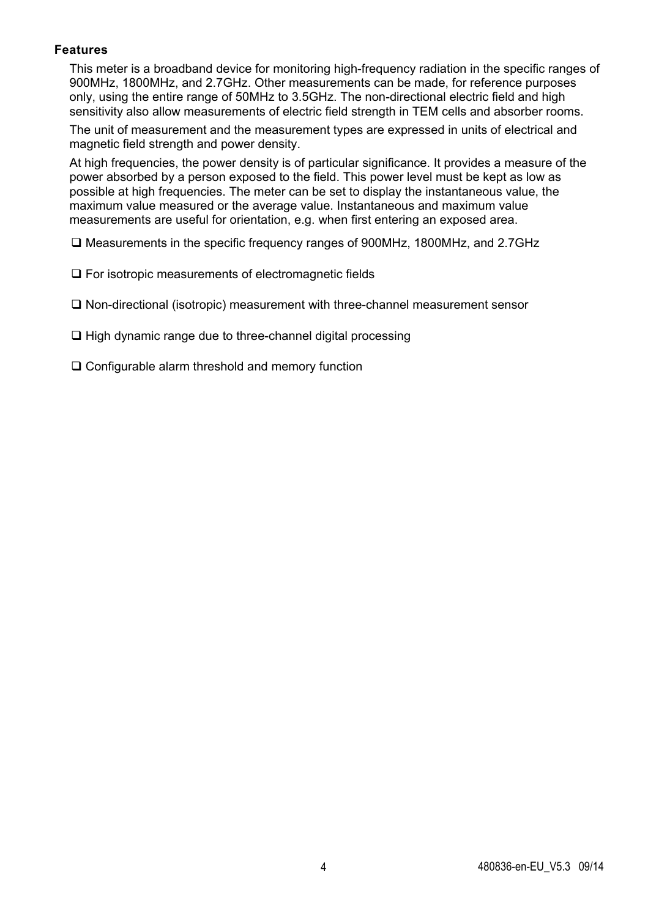**Features**

This meter is a broadband device for monitoring high-frequency radiation in the specific ranges of 900MHz, 1800MHz, and 2.7GHz. Other measurements can be made, for reference purposes only, using the entire range of 50MHz to 3.5GHz. The non-directional electric field and high sensitivity also allow measurements of electric field strength in TEM cells and absorber rooms.

The unit of measurement and the measurement types are expressed in units of electrical and magnetic field strength and power density.

At high frequencies, the power density is of particular significance. It provides a measure of the power absorbed by a person exposed to the field. This power level must be kept as low as possible at high frequencies. The meter can be set to display the instantaneous value, the maximum value measured or the average value. Instantaneous and maximum value measurements are useful for orientation, e.g. when first entering an exposed area.

- ❑ Measurements in the specific frequency ranges of 900MHz, 1800MHz, and 2.7GHz
- ❑ For isotropic measurements of electromagnetic fields
- ❑ Non-directional (isotropic) measurement with three-channel measurement sensor
- ❑ High dynamic range due to three-channel digital processing
- ❑ Configurable alarm threshold and memory function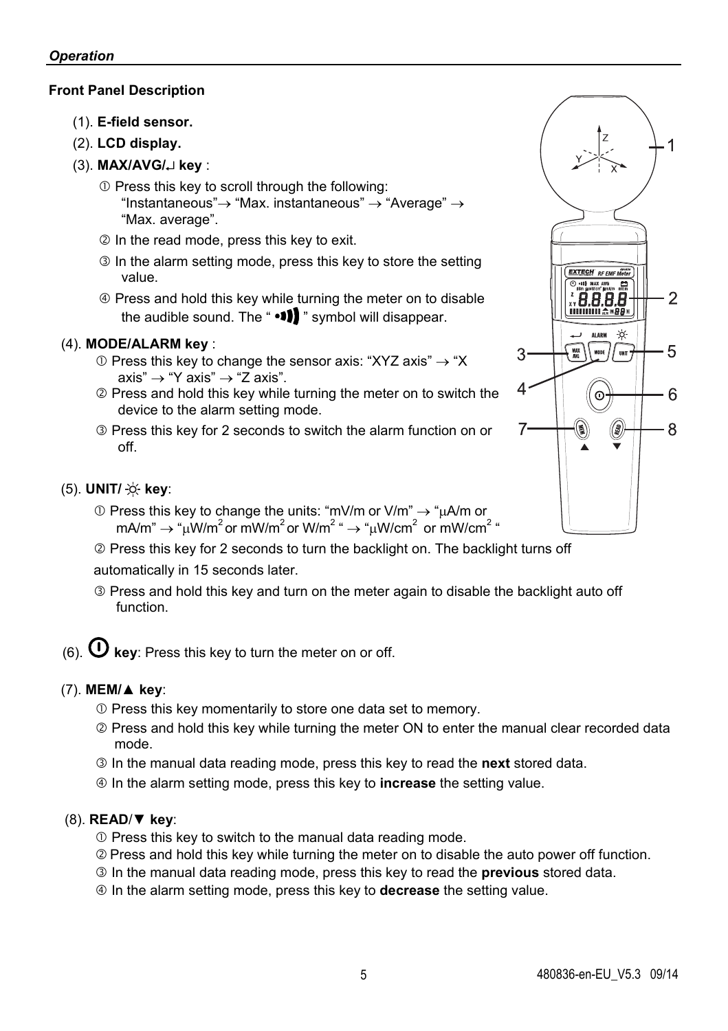*Operation*

**Front Panel Description**

(1). **E-field sensor.**

(2). **LCD display.**

(3). **MAX/AVG/↵ key** :

① Press this key to scroll through the following: "Instantaneous"→ "Max. instantaneous" → "Average" → "Max. average".

② In the read mode, press this key to exit.

③ In the alarm setting mode, press this key to store the setting value.

④ Press and hold this key while turning the meter on to disable the audible sound. The " •))) " symbol will disappear.

(4). **MODE/ALARM key** :

① Press this key to change the sensor axis: "XYZ axis" → "X axis" → "Y axis" → "Z axis".

② Press and hold this key while turning the meter on to switch the device to the alarm setting mode.

③ Press this key for 2 seconds to switch the alarm function on or off.

(5). **UNIT/ ☼ key**:

① Press this key to change the units: "mV/m or V/m" → "µA/m or mA/m" → "µW/$m^2$ or mW/$m^2$ or W/$m^2$ " → "µW/$cm^2$ or mW/$cm^2$ "

② Press this key for 2 seconds to turn the backlight on. The backlight turns off automatically in 15 seconds later.

③ Press and hold this key and turn on the meter again to disable the backlight auto off function.

(6). ⏻ **key**: Press this key to turn the meter on or off.

(7). **MEM/▲ key**:

① Press this key momentarily to store one data set to memory.

② Press and hold this key while turning the meter ON to enter the manual clear recorded data mode.

③ In the manual data reading mode, press this key to read the **next** stored data.

④ In the alarm setting mode, press this key to **increase** the setting value.

(8). **READ/▼ key**:

① Press this key to switch to the manual data reading mode.

② Press and hold this key while turning the meter on to disable the auto power off function.

③ In the manual data reading mode, press this key to read the **previous** stored data.

④ In the alarm setting mode, press this key to **decrease** the setting value.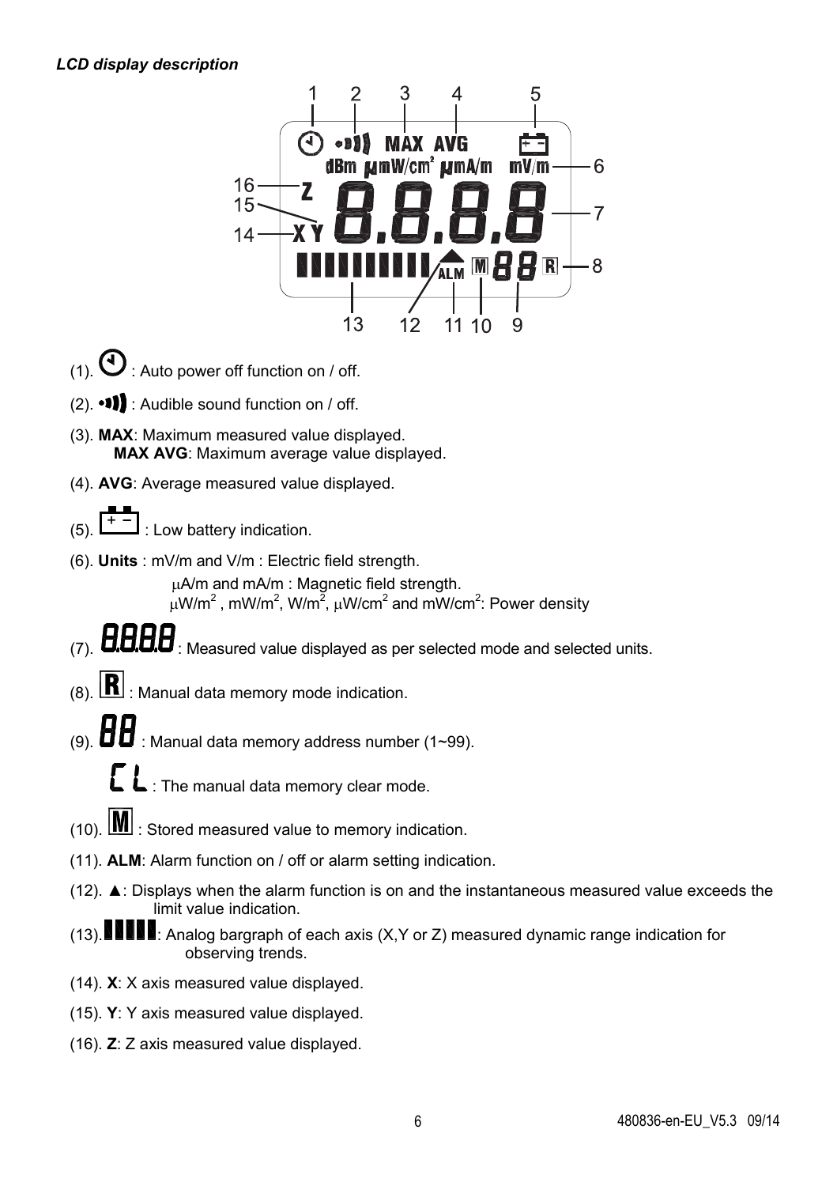***LCD display description***

(1). : Auto power off function on / off.

(2). : Audible sound function on / off.

(3). **MAX**: Maximum measured value displayed.
   **MAX AVG**: Maximum average value displayed.

(4). **AVG**: Average measured value displayed.

(5). : Low battery indication.

(6). **Units** : mV/m and V/m : Electric field strength.
   μA/m and mA/m : Magnetic field strength.
   $\mu W/m^2$ , $mW/m^2$, $W/m^2$, $\mu W/cm^2$ and $mW/cm^2$: Power density

(7). 8.8.8.8 : Measured value displayed as per selected mode and selected units.

(8). R : Manual data memory mode indication.

(9). 88 : Manual data memory address number (1~99).

   CL : The manual data memory clear mode.

(10). M : Stored measured value to memory indication.

(11). **ALM**: Alarm function on / off or alarm setting indication.

(12). ▲: Displays when the alarm function is on and the instantaneous measured value exceeds the limit value indication.

(13). : Analog bargraph of each axis (X,Y or Z) measured dynamic range indication for observing trends.

(14). **X**: X axis measured value displayed.

(15). **Y**: Y axis measured value displayed.

(16). **Z**: Z axis measured value displayed.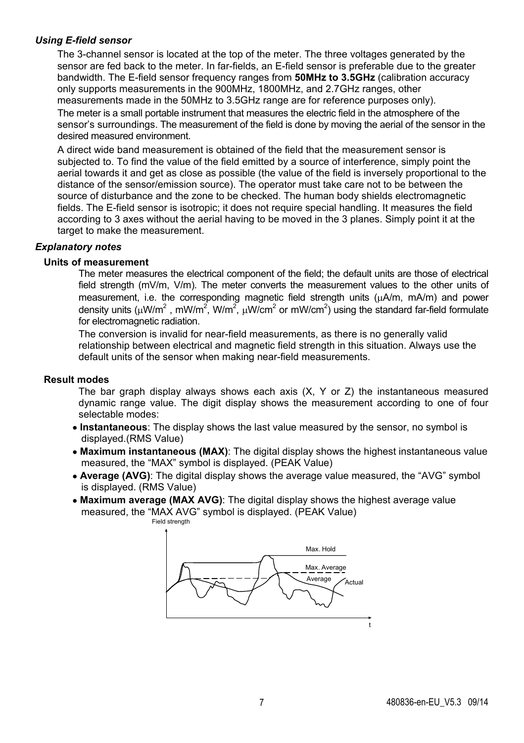### *Using E-field sensor*

The 3-channel sensor is located at the top of the meter. The three voltages generated by the sensor are fed back to the meter. In far-fields, an E-field sensor is preferable due to the greater bandwidth. The E-field sensor frequency ranges from **50MHz to 3.5GHz** (calibration accuracy only supports measurements in the 900MHz, 1800MHz, and 2.7GHz ranges, other measurements made in the 50MHz to 3.5GHz range are for reference purposes only).

The meter is a small portable instrument that measures the electric field in the atmosphere of the sensor's surroundings. The measurement of the field is done by moving the aerial of the sensor in the desired measured environment.

A direct wide band measurement is obtained of the field that the measurement sensor is subjected to. To find the value of the field emitted by a source of interference, simply point the aerial towards it and get as close as possible (the value of the field is inversely proportional to the distance of the sensor/emission source). The operator must take care not to be between the source of disturbance and the zone to be checked. The human body shields electromagnetic fields. The E-field sensor is isotropic; it does not require special handling. It measures the field according to 3 axes without the aerial having to be moved in the 3 planes. Simply point it at the target to make the measurement.

### *Explanatory notes*

#### Units of measurement

The meter measures the electrical component of the field; the default units are those of electrical field strength (mV/m, V/m). The meter converts the measurement values to the other units of measurement, i.e. the corresponding magnetic field strength units (μA/m, mA/m) and power density units (μW/$m^2$ , mW/$m^2$, W/$m^2$, μW/$cm^2$ or mW/$cm^2$) using the standard far-field formulate for electromagnetic radiation.

The conversion is invalid for near-field measurements, as there is no generally valid relationship between electrical and magnetic field strength in this situation. Always use the default units of the sensor when making near-field measurements.

#### Result modes

The bar graph display always shows each axis (X, Y or Z) the instantaneous measured dynamic range value. The digit display shows the measurement according to one of four selectable modes:

- **Instantaneous**: The display shows the last value measured by the sensor, no symbol is displayed.(RMS Value)
- **Maximum instantaneous (MAX)**: The digital display shows the highest instantaneous value measured, the "MAX" symbol is displayed. (PEAK Value)
- **Average (AVG)**: The digital display shows the average value measured, the "AVG" symbol is displayed. (RMS Value)
- **Maximum average (MAX AVG)**: The digital display shows the highest average value measured, the "MAX AVG" symbol is displayed. (PEAK Value)

Field strength

Max. Hold

Max. Average

Average

Actual

t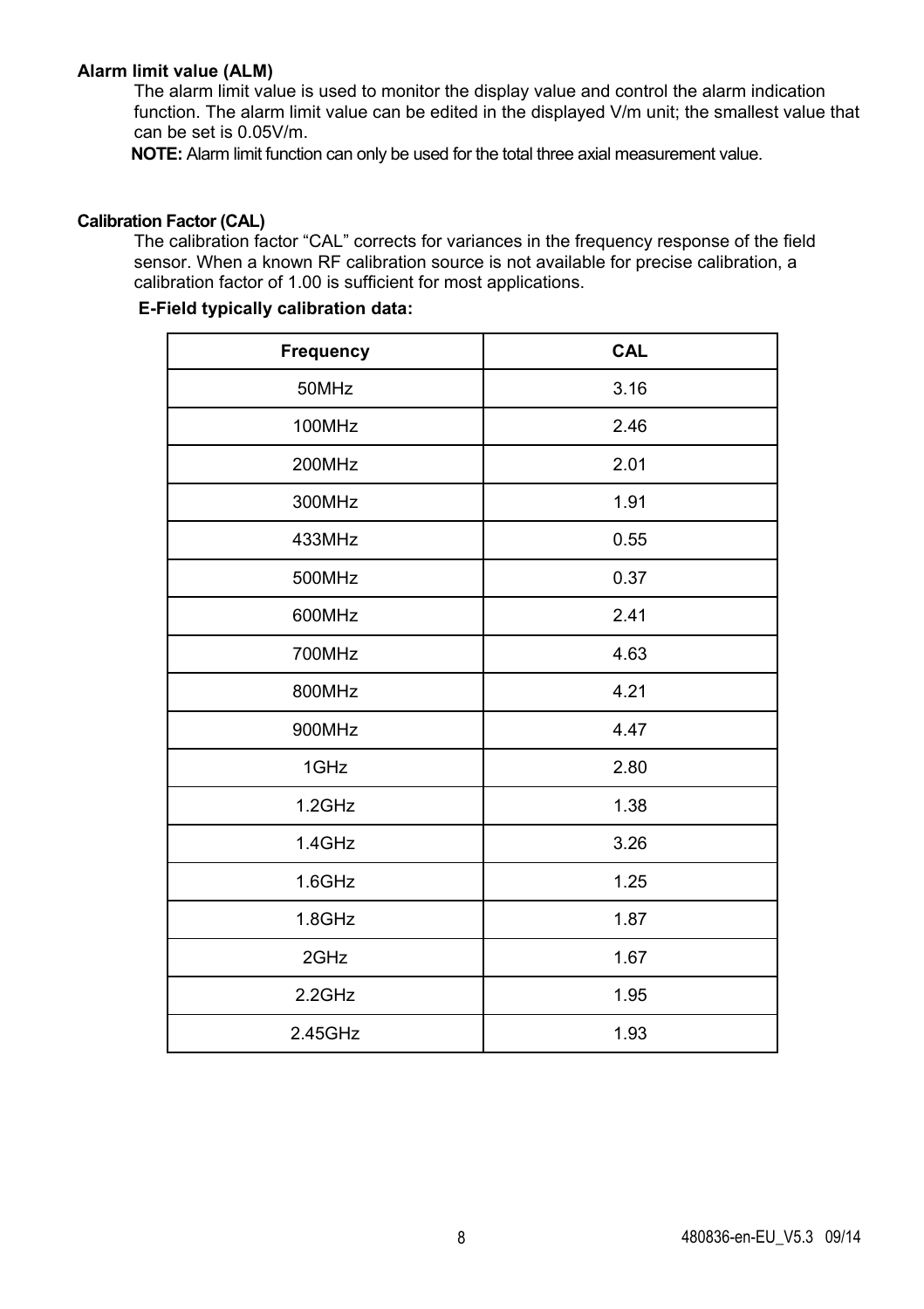**Alarm limit value (ALM)**

The alarm limit value is used to monitor the display value and control the alarm indication function. The alarm limit value can be edited in the displayed V/m unit; the smallest value that can be set is 0.05V/m.

**NOTE:** Alarm limit function can only be used for the total three axial measurement value.

**Calibration Factor (CAL)**

The calibration factor "CAL" corrects for variances in the frequency response of the field sensor. When a known RF calibration source is not available for precise calibration, a calibration factor of 1.00 is sufficient for most applications.

**E-Field typically calibration data:**

| Frequency | CAL |
|---|---|
| 50MHz | 3.16 |
| 100MHz | 2.46 |
| 200MHz | 2.01 |
| 300MHz | 1.91 |
| 433MHz | 0.55 |
| 500MHz | 0.37 |
| 600MHz | 2.41 |
| 700MHz | 4.63 |
| 800MHz | 4.21 |
| 900MHz | 4.47 |
| 1GHz | 2.80 |
| 1.2GHz | 1.38 |
| 1.4GHz | 3.26 |
| 1.6GHz | 1.25 |
| 1.8GHz | 1.87 |
| 2GHz | 1.67 |
| 2.2GHz | 1.95 |
| 2.45GHz | 1.93 |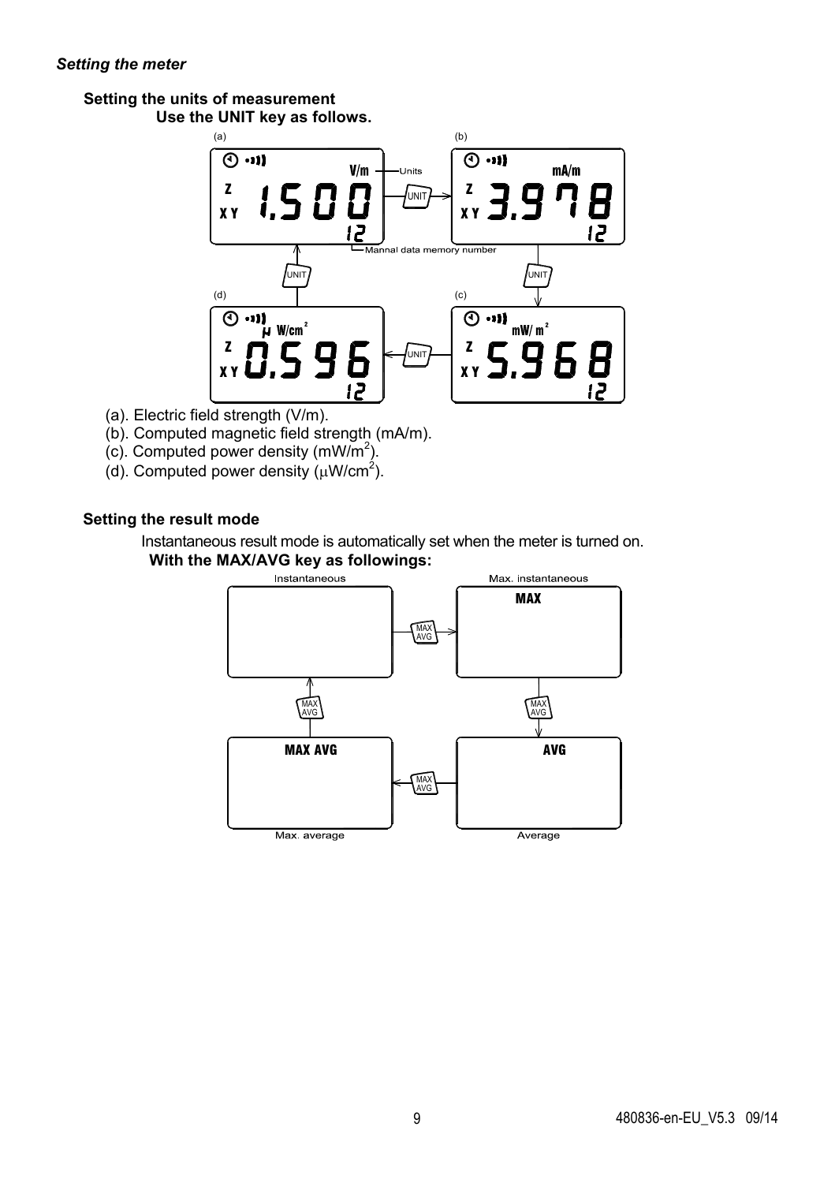*Setting the meter*

**Setting the units of measurement**

**Use the UNIT key as follows.**

(a). Electric field strength (V/m).

(b). Computed magnetic field strength (mA/m).

(c). Computed power density ($mW/m^2$).

(d). Computed power density ($\mu W/cm^2$).

**Setting the result mode**

Instantaneous result mode is automatically set when the meter is turned on.

**With the MAX/AVG key as followings:**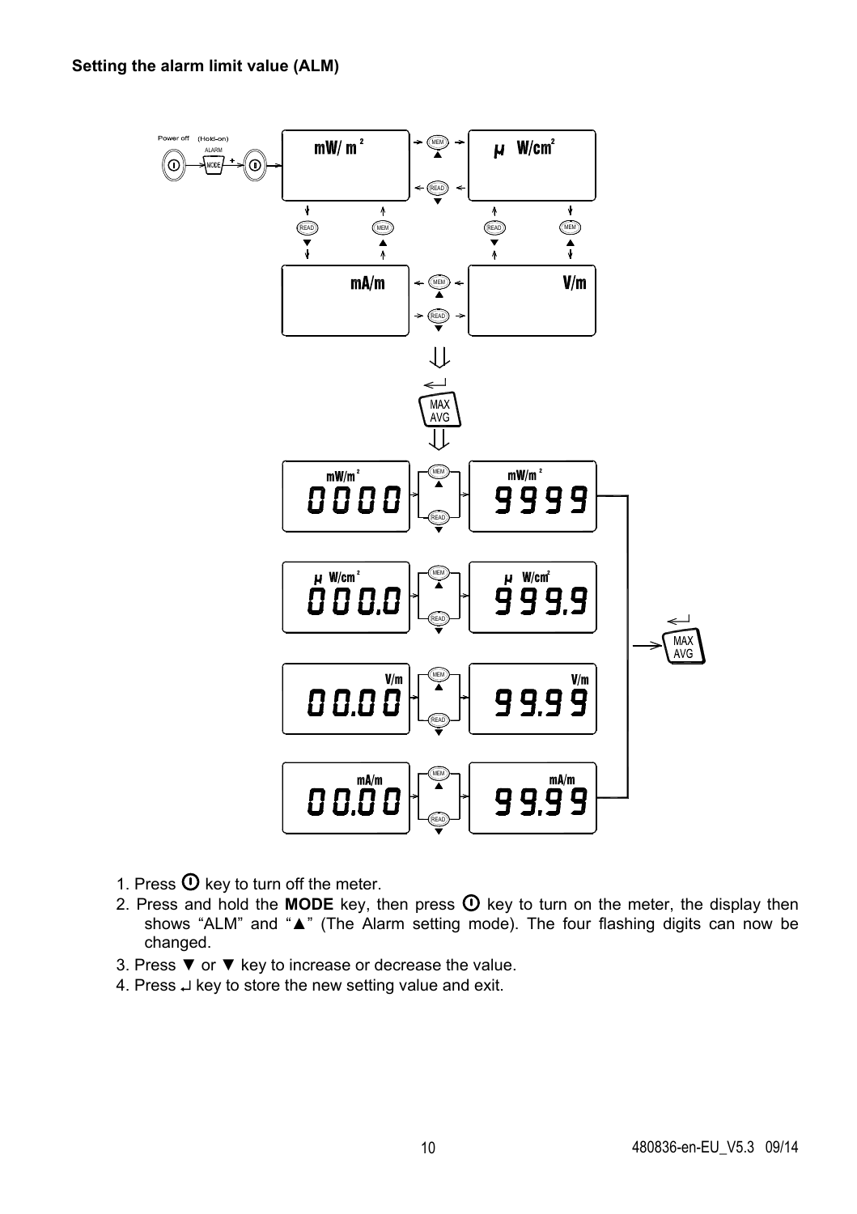**Setting the alarm limit value (ALM)**

1. Press ⏻ key to turn off the meter.
2. Press and hold the **MODE** key, then press ⏻ key to turn on the meter, the display then shows "ALM" and "▲" (The Alarm setting mode). The four flashing digits can now be changed.
3. Press ▼ or ▼ key to increase or decrease the value.
4. Press ↵ key to store the new setting value and exit.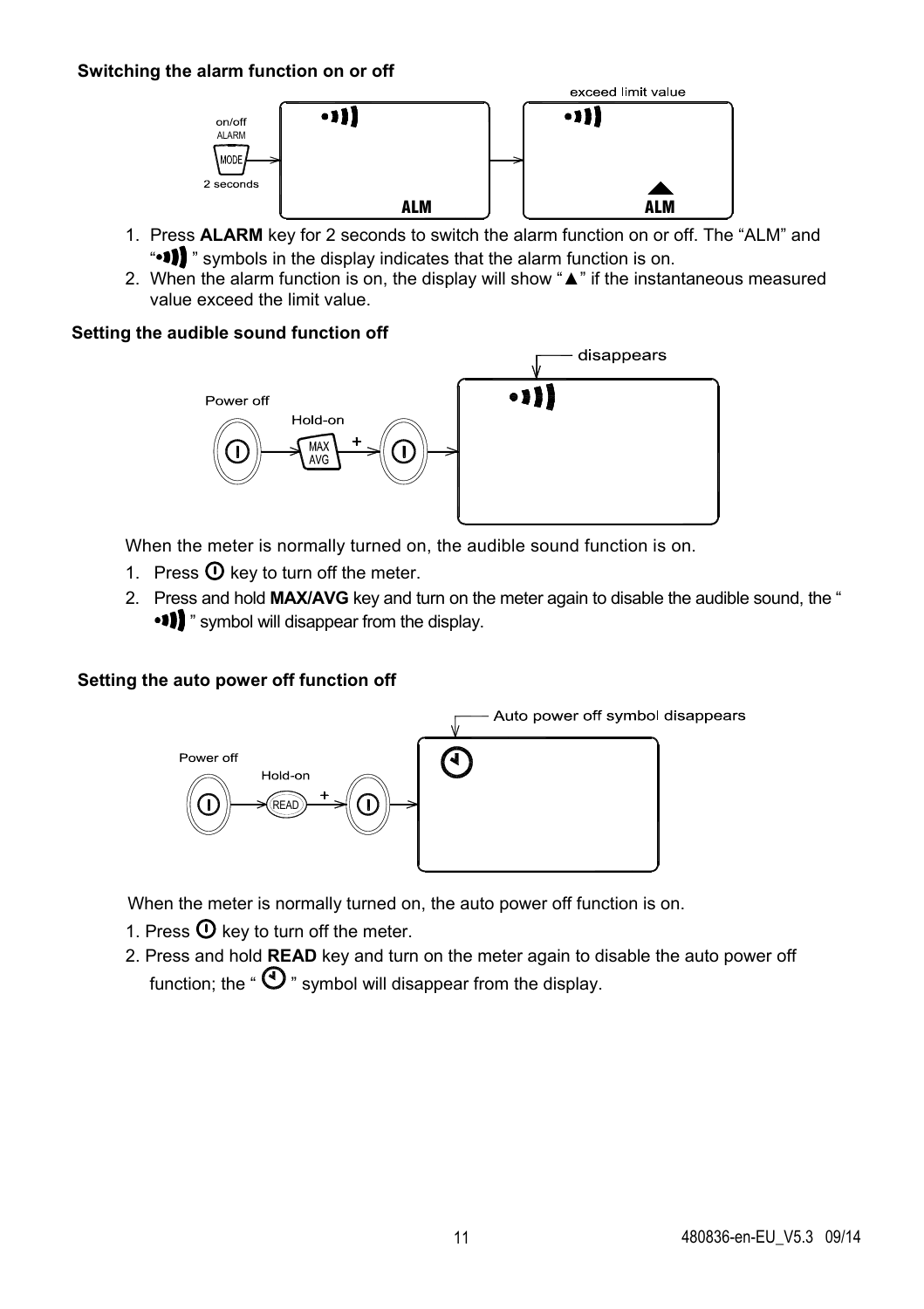**Switching the alarm function on or off**

1. Press **ALARM** key for 2 seconds to switch the alarm function on or off. The “ALM” and “•))) ” symbols in the display indicates that the alarm function is on.
2. When the alarm function is on, the display will show “▲” if the instantaneous measured value exceed the limit value.

**Setting the audible sound function off**

When the meter is normally turned on, the audible sound function is on.

1. Press ⏻ key to turn off the meter.
2. Press and hold **MAX/AVG** key and turn on the meter again to disable the audible sound, the “ •))) ” symbol will disappear from the display.

**Setting the auto power off function off**

When the meter is normally turned on, the auto power off function is on.

1. Press ⏻ key to turn off the meter.
2. Press and hold **READ** key and turn on the meter again to disable the auto power off function; the “ 🕘 ” symbol will disappear from the display.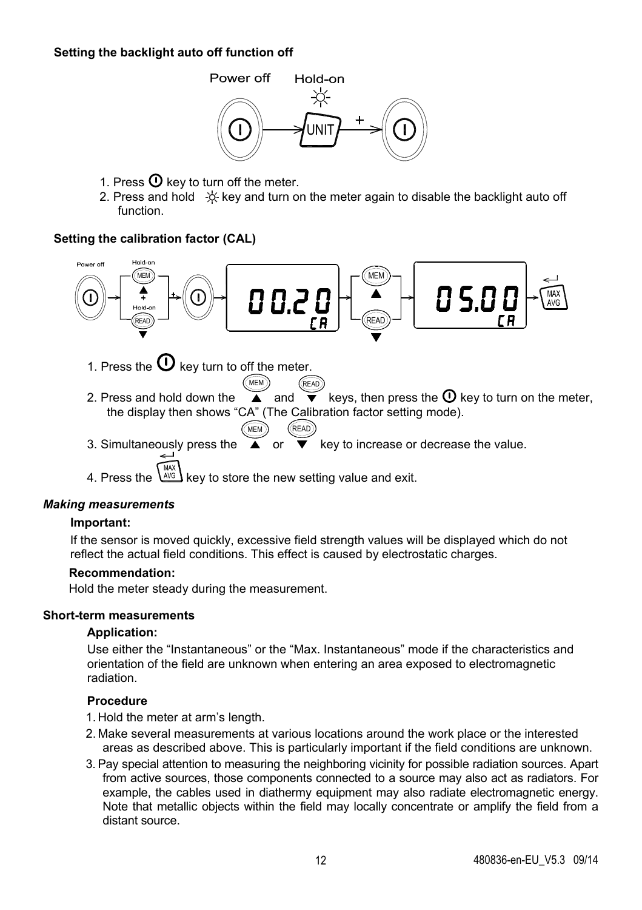**Setting the backlight auto off function off**

1. Press ⏻ key to turn off the meter.
2. Press and hold ☼ key and turn on the meter again to disable the backlight auto off function.

**Setting the calibration factor (CAL)**

1. Press the ⏻ key turn to off the meter.
2. Press and hold down the MEM ▲ and READ ▼ keys, then press the ⏻ key to turn on the meter, the display then shows “CA” (The Calibration factor setting mode).
3. Simultaneously press the MEM ▲ or READ ▼ key to increase or decrease the value.
4. Press the MAX AVG key to store the new setting value and exit.

***Making measurements***

**Important:**

If the sensor is moved quickly, excessive field strength values will be displayed which do not reflect the actual field conditions. This effect is caused by electrostatic charges.

**Recommendation:**

Hold the meter steady during the measurement.

**Short-term measurements**

**Application:**

Use either the “Instantaneous” or the “Max. Instantaneous” mode if the characteristics and orientation of the field are unknown when entering an area exposed to electromagnetic radiation.

**Procedure**

1. Hold the meter at arm’s length.
2. Make several measurements at various locations around the work place or the interested areas as described above. This is particularly important if the field conditions are unknown.
3. Pay special attention to measuring the neighboring vicinity for possible radiation sources. Apart from active sources, those components connected to a source may also act as radiators. For example, the cables used in diathermy equipment may also radiate electromagnetic energy. Note that metallic objects within the field may locally concentrate or amplify the field from a distant source.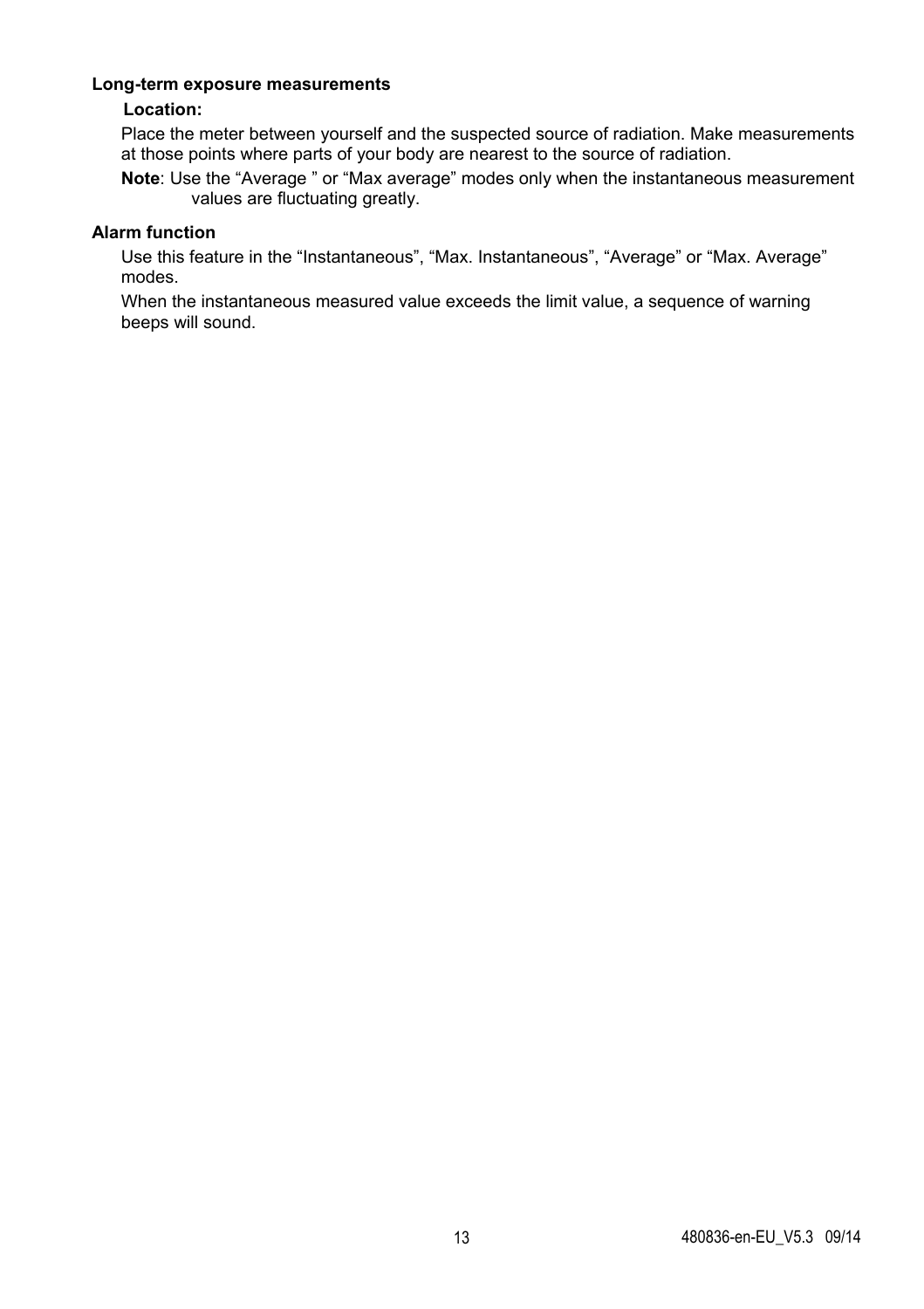**Long-term exposure measurements**

**Location:**

Place the meter between yourself and the suspected source of radiation. Make measurements at those points where parts of your body are nearest to the source of radiation.

**Note**: Use the “Average ” or “Max average” modes only when the instantaneous measurement values are fluctuating greatly.

**Alarm function**

Use this feature in the “Instantaneous”, “Max. Instantaneous”, “Average” or “Max. Average” modes.

When the instantaneous measured value exceeds the limit value, a sequence of warning beeps will sound.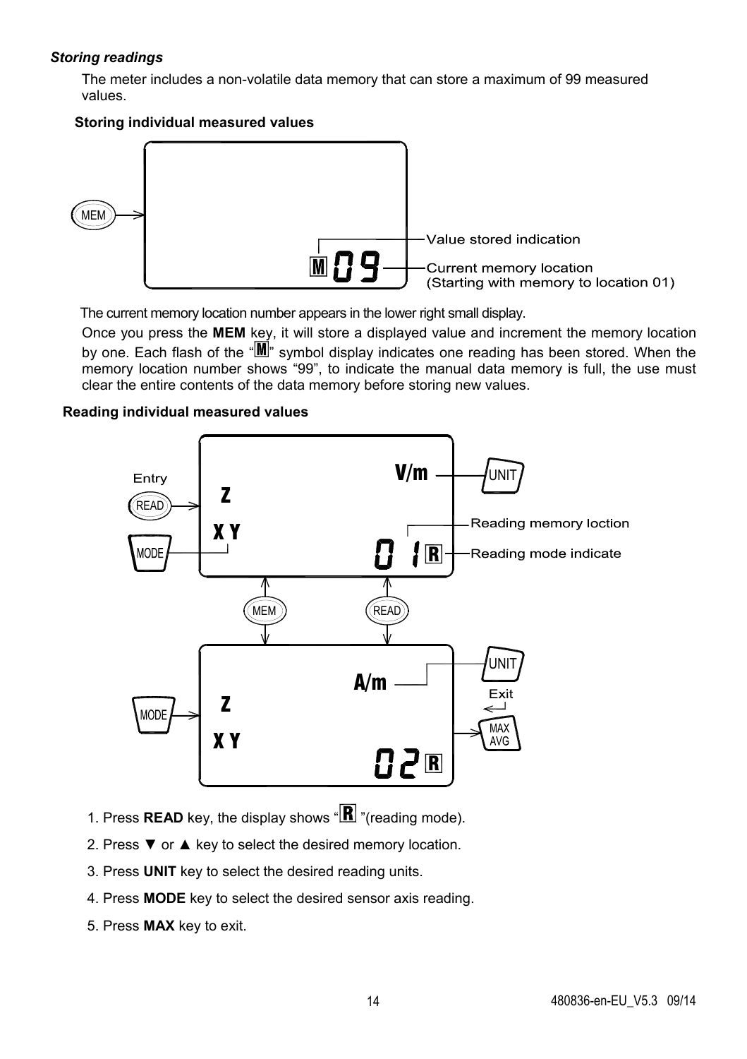***Storing readings***

The meter includes a non-volatile data memory that can store a maximum of 99 measured values.

**Storing individual measured values**

The current memory location number appears in the lower right small display.

Once you press the **MEM** key, it will store a displayed value and increment the memory location by one. Each flash of the "M" symbol display indicates one reading has been stored. When the memory location number shows "99", to indicate the manual data memory is full, the use must clear the entire contents of the data memory before storing new values.

**Reading individual measured values**

1. Press **READ** key, the display shows "R"(reading mode).
2. Press ▼ or ▲ key to select the desired memory location.
3. Press **UNIT** key to select the desired reading units.
4. Press **MODE** key to select the desired sensor axis reading.
5. Press **MAX** key to exit.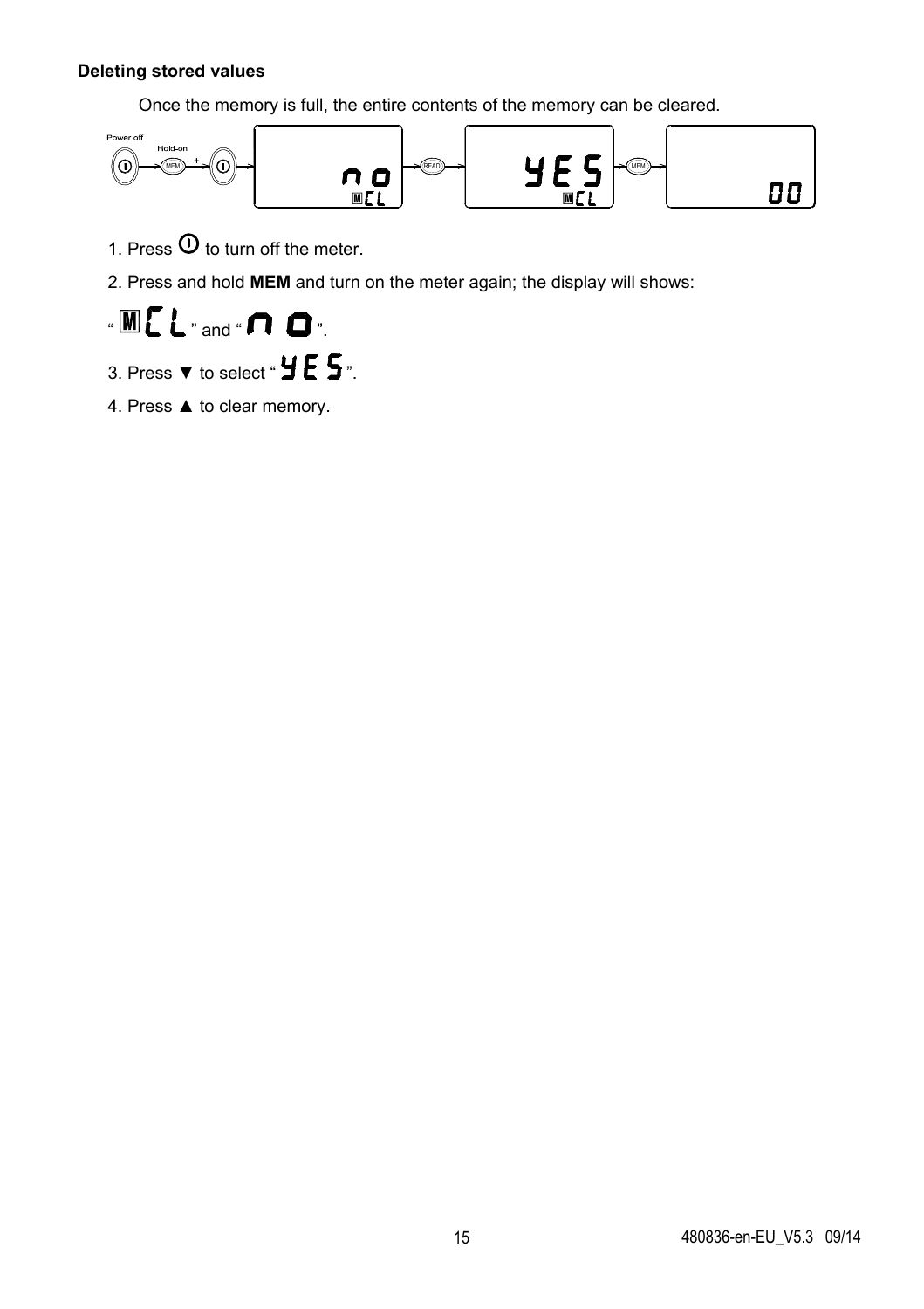**Deleting stored values**

Once the memory is full, the entire contents of the memory can be cleared.

1. Press ⏻ to turn off the meter.
2. Press and hold **MEM** and turn on the meter again; the display will shows: "M CL" and "no".
3. Press ▼ to select "YES".
4. Press ▲ to clear memory.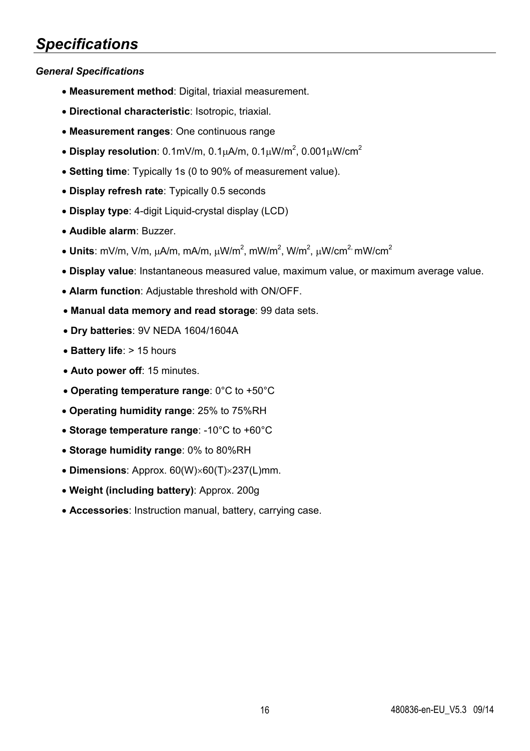# *Specifications*

### *General Specifications*

- **Measurement method**: Digital, triaxial measurement.
- **Directional characteristic**: Isotropic, triaxial.
- **Measurement ranges**: One continuous range
- **Display resolution**: 0.1mV/m, 0.1μA/m, 0.1μW/m$^2$, 0.001μW/cm$^2$
- **Setting time**: Typically 1s (0 to 90% of measurement value).
- **Display refresh rate**: Typically 0.5 seconds
- **Display type**: 4-digit Liquid-crystal display (LCD)
- **Audible alarm**: Buzzer.
- **Units**: mV/m, V/m, μA/m, mA/m, μW/m$^2$, mW/m$^2$, W/m$^2$, μW/cm$^2$, mW/cm$^2$
- **Display value**: Instantaneous measured value, maximum value, or maximum average value.
- **Alarm function**: Adjustable threshold with ON/OFF.
- **Manual data memory and read storage**: 99 data sets.
- **Dry batteries**: 9V NEDA 1604/1604A
- **Battery life**: > 15 hours
- **Auto power off**: 15 minutes.
- **Operating temperature range**: 0°C to +50°C
- **Operating humidity range**: 25% to 75%RH
- **Storage temperature range**: -10°C to +60°C
- **Storage humidity range**: 0% to 80%RH
- **Dimensions**: Approx. 60(W)×60(T)×237(L)mm.
- **Weight (including battery)**: Approx. 200g
- **Accessories**: Instruction manual, battery, carrying case.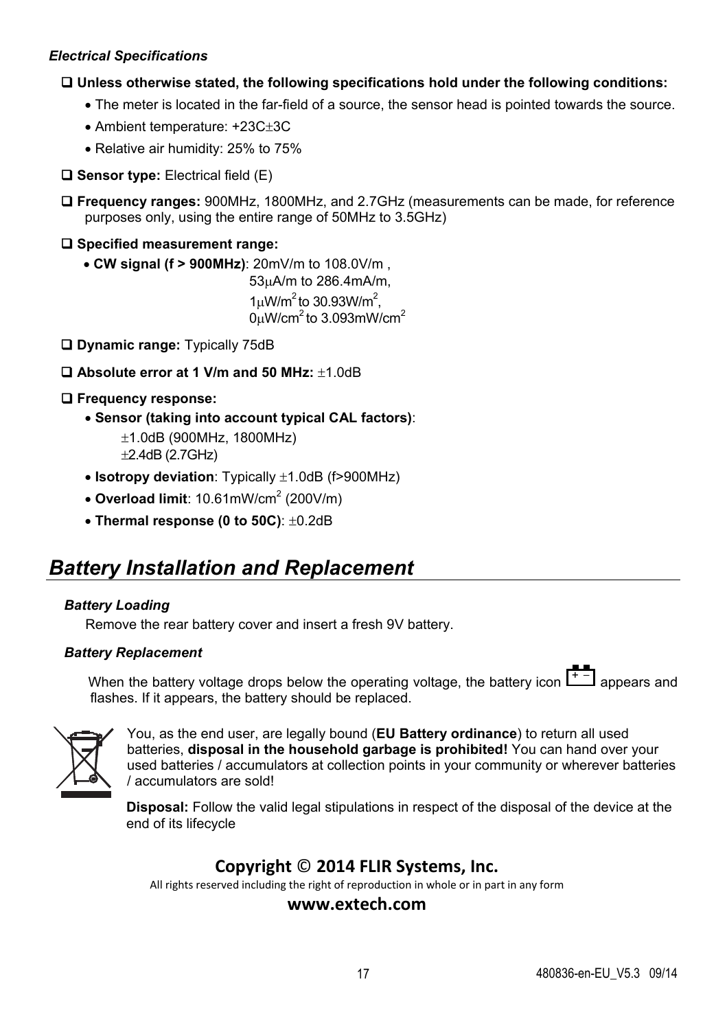### *Electrical Specifications*

- **Unless otherwise stated, the following specifications hold under the following conditions:**
  - The meter is located in the far-field of a source, the sensor head is pointed towards the source.
  - Ambient temperature: +23C±3C
  - Relative air humidity: 25% to 75%
- **Sensor type:** Electrical field (E)
- **Frequency ranges:** 900MHz, 1800MHz, and 2.7GHz (measurements can be made, for reference purposes only, using the entire range of 50MHz to 3.5GHz)
- **Specified measurement range:**
  - **CW signal (f > 900MHz)**: 20mV/m to 108.0V/m ,
    53μA/m to 286.4mA/m,
    1μW/m$^2$ to 30.93W/m$^2$,
    0μW/cm$^2$ to 3.093mW/cm$^2$
- **Dynamic range:** Typically 75dB
- **Absolute error at 1 V/m and 50 MHz:** ±1.0dB
- **Frequency response:**
  - **Sensor (taking into account typical CAL factors)**:
    ±1.0dB (900MHz, 1800MHz)
    ±2.4dB (2.7GHz)
  - **Isotropy deviation**: Typically ±1.0dB (f>900MHz)
  - **Overload limit**: 10.61mW/cm$^2$ (200V/m)
  - **Thermal response (0 to 50C)**: ±0.2dB

## *Battery Installation and Replacement*

### *Battery Loading*

Remove the rear battery cover and insert a fresh 9V battery.

### *Battery Replacement*

When the battery voltage drops below the operating voltage, the battery icon appears and flashes. If it appears, the battery should be replaced.

You, as the end user, are legally bound (**EU Battery ordinance**) to return all used batteries, **disposal in the household garbage is prohibited!** You can hand over your used batteries / accumulators at collection points in your community or wherever batteries / accumulators are sold!

**Disposal:** Follow the valid legal stipulations in respect of the disposal of the device at the end of its lifecycle

**Copyright © 2014 FLIR Systems, Inc.**

All rights reserved including the right of reproduction in whole or in part in any form

**www.extech.com**

480836-en-EU_V5.3 09/14